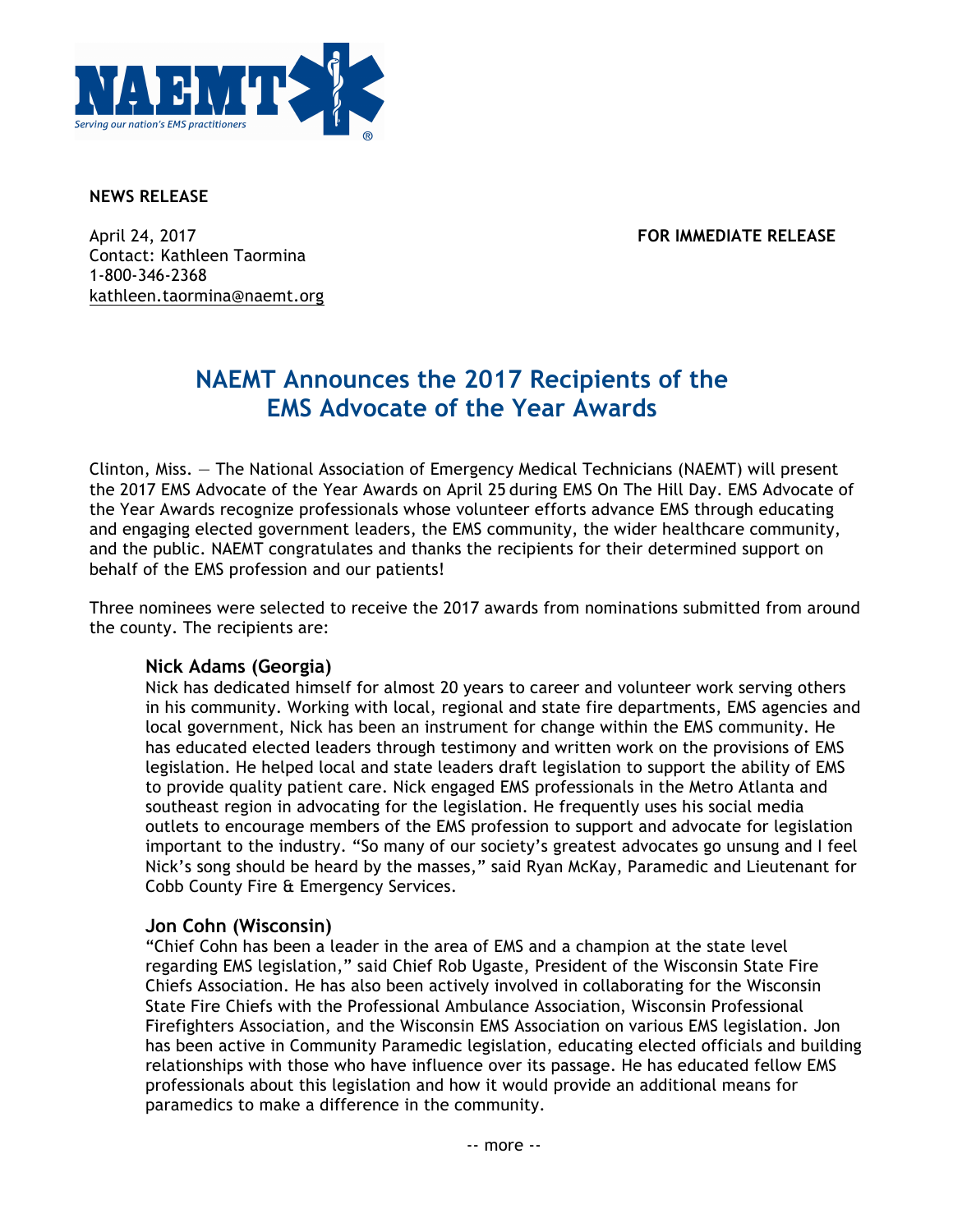**NEWS RELEASE**

April 24, 2017
Contact: Kathleen Taormina
1-800-346-2368
kathleen.taormina@naemt.org

**FOR IMMEDIATE RELEASE**

# NAEMT Announces the 2017 Recipients of the EMS Advocate of the Year Awards

Clinton, Miss. — The National Association of Emergency Medical Technicians (NAEMT) will present the 2017 EMS Advocate of the Year Awards on April 25 during EMS On The Hill Day. EMS Advocate of the Year Awards recognize professionals whose volunteer efforts advance EMS through educating and engaging elected government leaders, the EMS community, the wider healthcare community, and the public. NAEMT congratulates and thanks the recipients for their determined support on behalf of the EMS profession and our patients!

Three nominees were selected to receive the 2017 awards from nominations submitted from around the county. The recipients are:

### Nick Adams (Georgia)

Nick has dedicated himself for almost 20 years to career and volunteer work serving others in his community. Working with local, regional and state fire departments, EMS agencies and local government, Nick has been an instrument for change within the EMS community. He has educated elected leaders through testimony and written work on the provisions of EMS legislation. He helped local and state leaders draft legislation to support the ability of EMS to provide quality patient care. Nick engaged EMS professionals in the Metro Atlanta and southeast region in advocating for the legislation. He frequently uses his social media outlets to encourage members of the EMS profession to support and advocate for legislation important to the industry. "So many of our society's greatest advocates go unsung and I feel Nick's song should be heard by the masses," said Ryan McKay, Paramedic and Lieutenant for Cobb County Fire & Emergency Services.

### Jon Cohn (Wisconsin)

"Chief Cohn has been a leader in the area of EMS and a champion at the state level regarding EMS legislation," said Chief Rob Ugaste, President of the Wisconsin State Fire Chiefs Association. He has also been actively involved in collaborating for the Wisconsin State Fire Chiefs with the Professional Ambulance Association, Wisconsin Professional Firefighters Association, and the Wisconsin EMS Association on various EMS legislation. Jon has been active in Community Paramedic legislation, educating elected officials and building relationships with those who have influence over its passage. He has educated fellow EMS professionals about this legislation and how it would provide an additional means for paramedics to make a difference in the community.

-- more --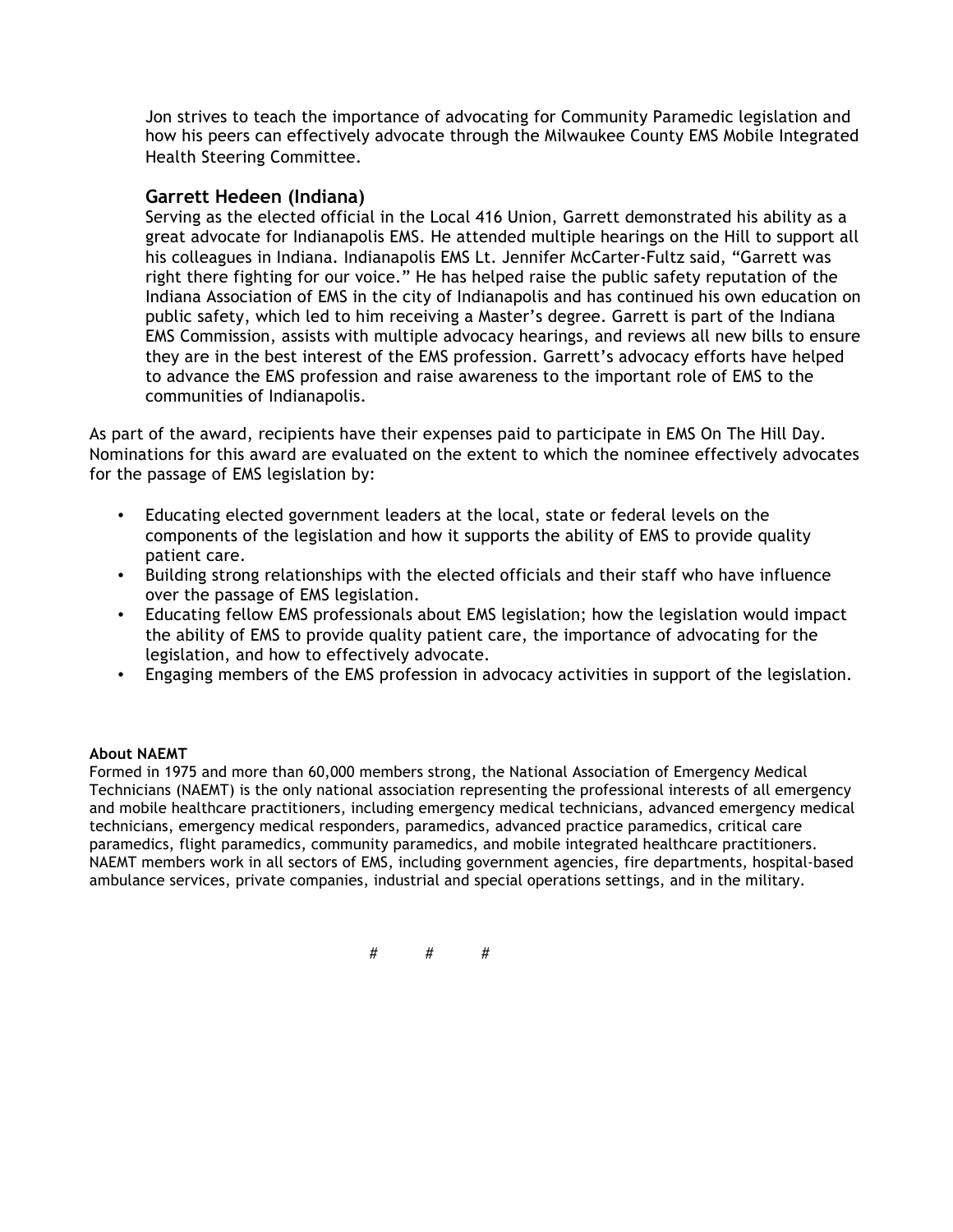Jon strives to teach the importance of advocating for Community Paramedic legislation and how his peers can effectively advocate through the Milwaukee County EMS Mobile Integrated Health Steering Committee.

### Garrett Hedeen (Indiana)

Serving as the elected official in the Local 416 Union, Garrett demonstrated his ability as a great advocate for Indianapolis EMS. He attended multiple hearings on the Hill to support all his colleagues in Indiana. Indianapolis EMS Lt. Jennifer McCarter-Fultz said, "Garrett was right there fighting for our voice." He has helped raise the public safety reputation of the Indiana Association of EMS in the city of Indianapolis and has continued his own education on public safety, which led to him receiving a Master's degree. Garrett is part of the Indiana EMS Commission, assists with multiple advocacy hearings, and reviews all new bills to ensure they are in the best interest of the EMS profession. Garrett's advocacy efforts have helped to advance the EMS profession and raise awareness to the important role of EMS to the communities of Indianapolis.

As part of the award, recipients have their expenses paid to participate in EMS On The Hill Day. Nominations for this award are evaluated on the extent to which the nominee effectively advocates for the passage of EMS legislation by:

- Educating elected government leaders at the local, state or federal levels on the components of the legislation and how it supports the ability of EMS to provide quality patient care.
- Building strong relationships with the elected officials and their staff who have influence over the passage of EMS legislation.
- Educating fellow EMS professionals about EMS legislation; how the legislation would impact the ability of EMS to provide quality patient care, the importance of advocating for the legislation, and how to effectively advocate.
- Engaging members of the EMS profession in advocacy activities in support of the legislation.

**About NAEMT**

Formed in 1975 and more than 60,000 members strong, the National Association of Emergency Medical Technicians (NAEMT) is the only national association representing the professional interests of all emergency and mobile healthcare practitioners, including emergency medical technicians, advanced emergency medical technicians, emergency medical responders, paramedics, advanced practice paramedics, critical care paramedics, flight paramedics, community paramedics, and mobile integrated healthcare practitioners. NAEMT members work in all sectors of EMS, including government agencies, fire departments, hospital-based ambulance services, private companies, industrial and special operations settings, and in the military.

# # #